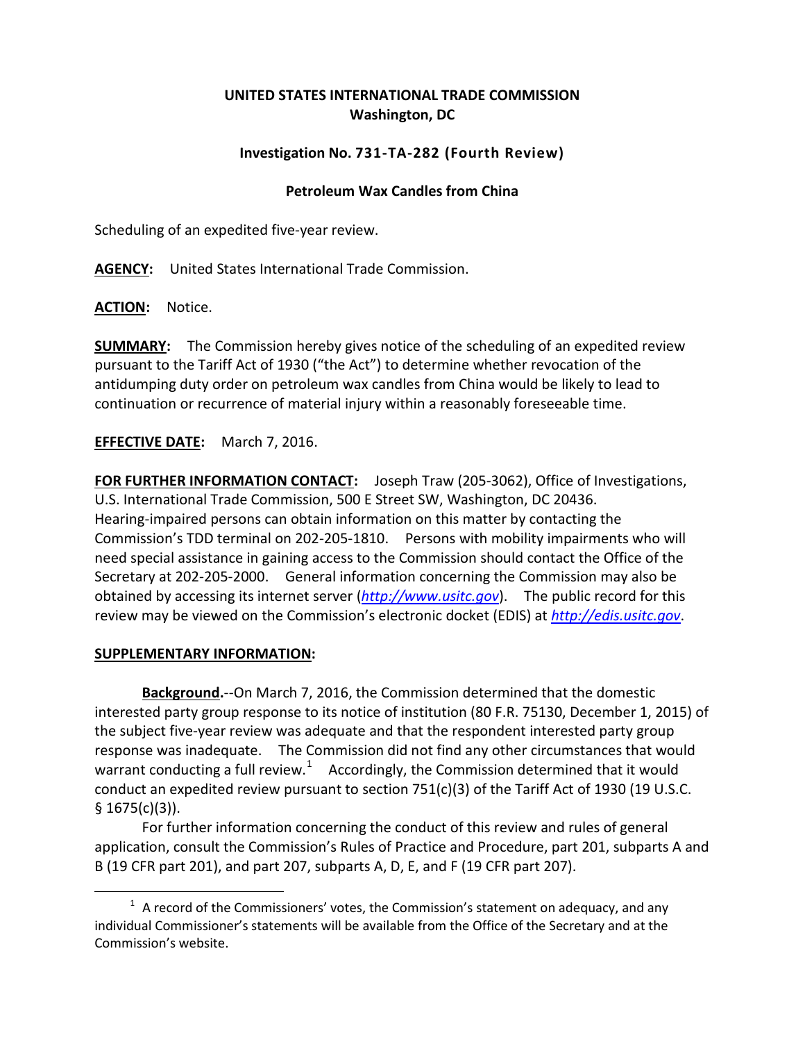**UNITED STATES INTERNATIONAL TRADE COMMISSION**
**Washington, DC**

**Investigation No. 731-TA-282 (Fourth Review)**

**Petroleum Wax Candles from China**

Scheduling of an expedited five-year review.

**AGENCY:** United States International Trade Commission.

**ACTION:** Notice.

**SUMMARY:** The Commission hereby gives notice of the scheduling of an expedited review pursuant to the Tariff Act of 1930 ("the Act") to determine whether revocation of the antidumping duty order on petroleum wax candles from China would be likely to lead to continuation or recurrence of material injury within a reasonably foreseeable time.

**EFFECTIVE DATE:** March 7, 2016.

**FOR FURTHER INFORMATION CONTACT:** Joseph Traw (205-3062), Office of Investigations, U.S. International Trade Commission, 500 E Street SW, Washington, DC 20436. Hearing-impaired persons can obtain information on this matter by contacting the Commission's TDD terminal on 202-205-1810. Persons with mobility impairments who will need special assistance in gaining access to the Commission should contact the Office of the Secretary at 202-205-2000. General information concerning the Commission may also be obtained by accessing its internet server (*http://www.usitc.gov*). The public record for this review may be viewed on the Commission's electronic docket (EDIS) at *http://edis.usitc.gov*.

**SUPPLEMENTARY INFORMATION:**

**Background.**--On March 7, 2016, the Commission determined that the domestic interested party group response to its notice of institution (80 F.R. 75130, December 1, 2015) of the subject five-year review was adequate and that the respondent interested party group response was inadequate. The Commission did not find any other circumstances that would warrant conducting a full review.[1] Accordingly, the Commission determined that it would conduct an expedited review pursuant to section 751(c)(3) of the Tariff Act of 1930 (19 U.S.C. § 1675(c)(3)).

For further information concerning the conduct of this review and rules of general application, consult the Commission's Rules of Practice and Procedure, part 201, subparts A and B (19 CFR part 201), and part 207, subparts A, D, E, and F (19 CFR part 207).

[1] A record of the Commissioners' votes, the Commission's statement on adequacy, and any individual Commissioner's statements will be available from the Office of the Secretary and at the Commission's website.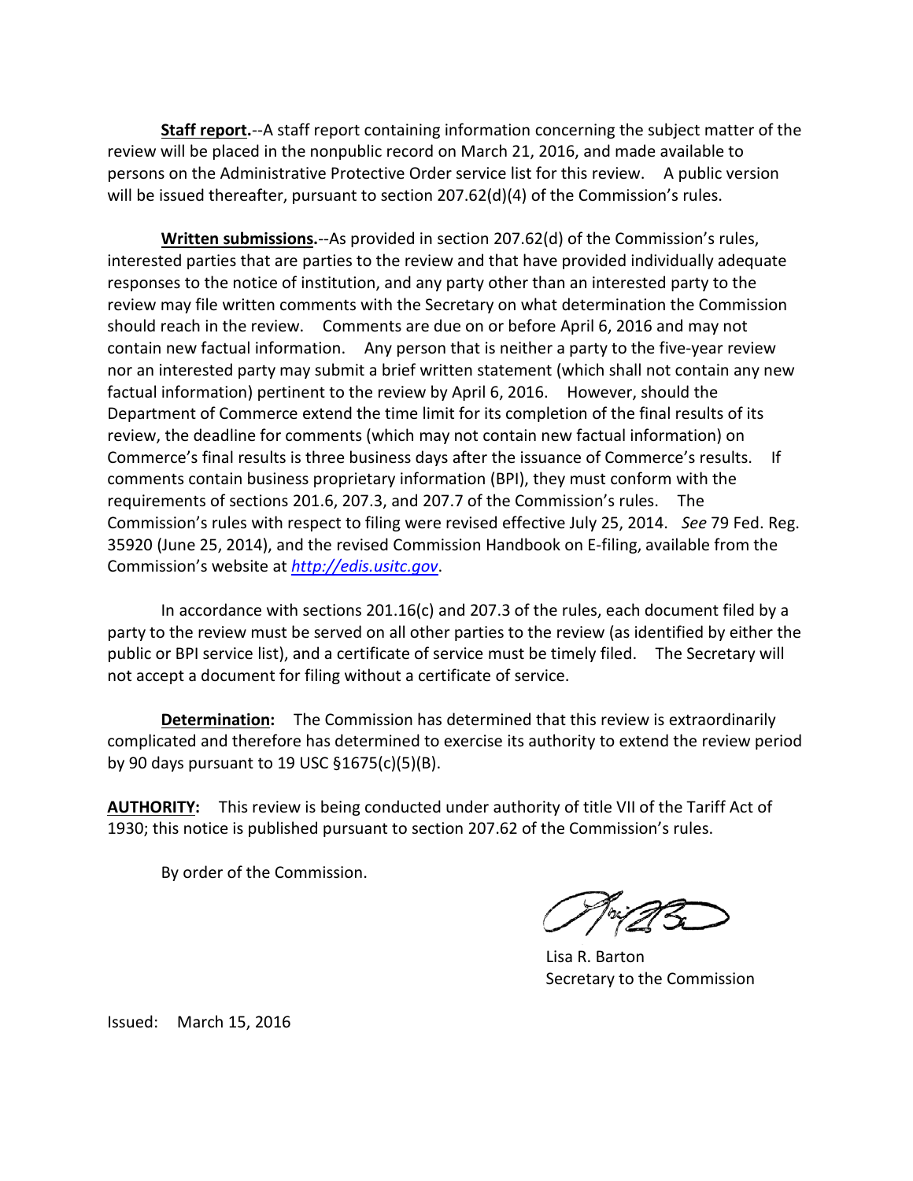**Staff report.**--A staff report containing information concerning the subject matter of the review will be placed in the nonpublic record on March 21, 2016, and made available to persons on the Administrative Protective Order service list for this review. A public version will be issued thereafter, pursuant to section 207.62(d)(4) of the Commission's rules.

**Written submissions.**--As provided in section 207.62(d) of the Commission's rules, interested parties that are parties to the review and that have provided individually adequate responses to the notice of institution, and any party other than an interested party to the review may file written comments with the Secretary on what determination the Commission should reach in the review. Comments are due on or before April 6, 2016 and may not contain new factual information. Any person that is neither a party to the five-year review nor an interested party may submit a brief written statement (which shall not contain any new factual information) pertinent to the review by April 6, 2016. However, should the Department of Commerce extend the time limit for its completion of the final results of its review, the deadline for comments (which may not contain new factual information) on Commerce's final results is three business days after the issuance of Commerce's results. If comments contain business proprietary information (BPI), they must conform with the requirements of sections 201.6, 207.3, and 207.7 of the Commission's rules. The Commission's rules with respect to filing were revised effective July 25, 2014. *See* 79 Fed. Reg. 35920 (June 25, 2014), and the revised Commission Handbook on E-filing, available from the Commission's website at *http://edis.usitc.gov*.

In accordance with sections 201.16(c) and 207.3 of the rules, each document filed by a party to the review must be served on all other parties to the review (as identified by either the public or BPI service list), and a certificate of service must be timely filed. The Secretary will not accept a document for filing without a certificate of service.

**Determination:** The Commission has determined that this review is extraordinarily complicated and therefore has determined to exercise its authority to extend the review period by 90 days pursuant to 19 USC §1675(c)(5)(B).

**AUTHORITY:** This review is being conducted under authority of title VII of the Tariff Act of 1930; this notice is published pursuant to section 207.62 of the Commission's rules.

By order of the Commission.

Lisa R. Barton
Secretary to the Commission

Issued: March 15, 2016